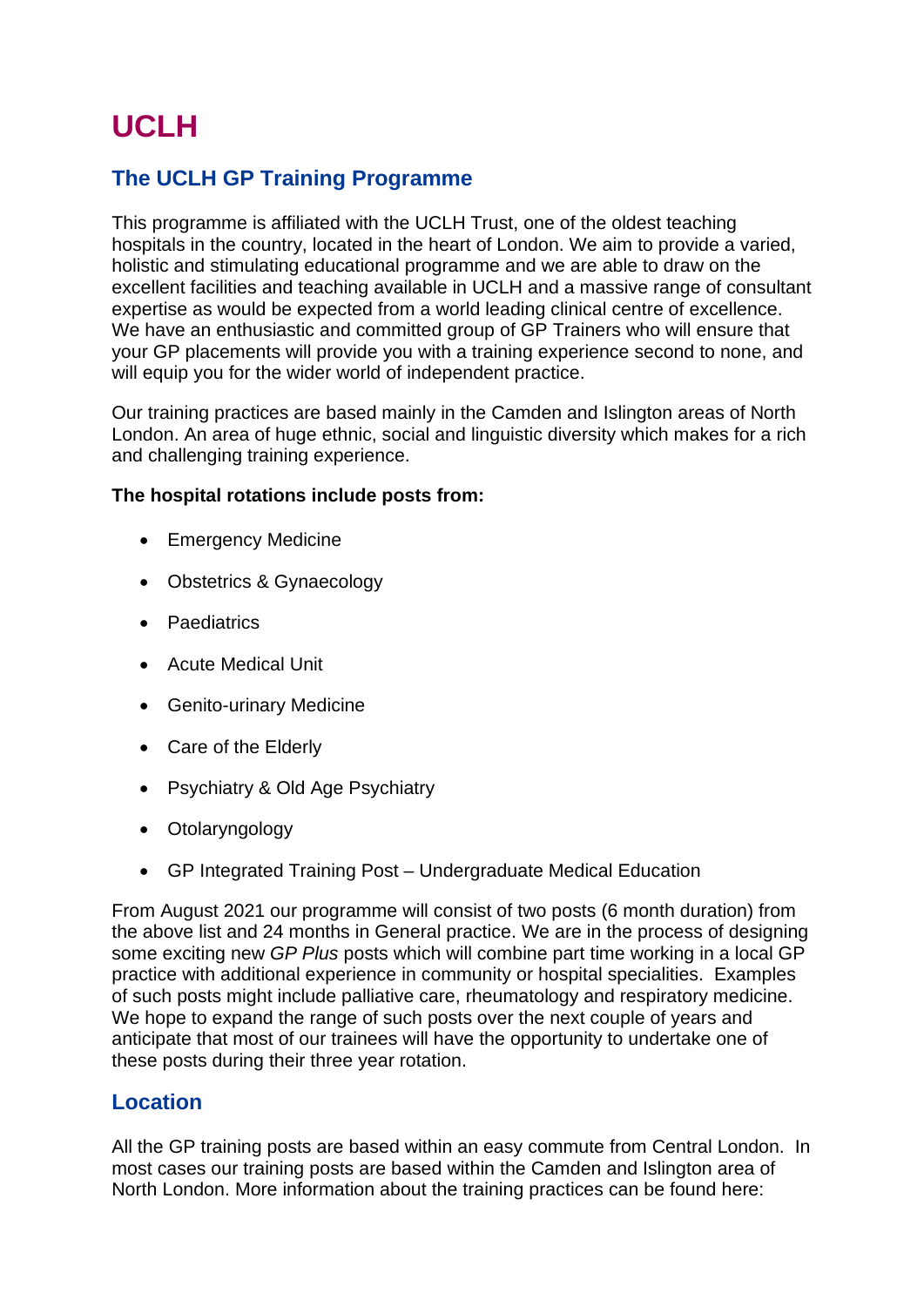# UCLH

## The UCLH GP Training Programme

This programme is affiliated with the UCLH Trust, one of the oldest teaching hospitals in the country, located in the heart of London. We aim to provide a varied, holistic and stimulating educational programme and we are able to draw on the excellent facilities and teaching available in UCLH and a massive range of consultant expertise as would be expected from a world leading clinical centre of excellence. We have an enthusiastic and committed group of GP Trainers who will ensure that your GP placements will provide you with a training experience second to none, and will equip you for the wider world of independent practice.

Our training practices are based mainly in the Camden and Islington areas of North London. An area of huge ethnic, social and linguistic diversity which makes for a rich and challenging training experience.

**The hospital rotations include posts from:**

- Emergency Medicine
- Obstetrics & Gynaecology
- Paediatrics
- Acute Medical Unit
- Genito-urinary Medicine
- Care of the Elderly
- Psychiatry & Old Age Psychiatry
- Otolaryngology
- GP Integrated Training Post – Undergraduate Medical Education

From August 2021 our programme will consist of two posts (6 month duration) from the above list and 24 months in General practice. We are in the process of designing some exciting new *GP Plus* posts which will combine part time working in a local GP practice with additional experience in community or hospital specialities. Examples of such posts might include palliative care, rheumatology and respiratory medicine. We hope to expand the range of such posts over the next couple of years and anticipate that most of our trainees will have the opportunity to undertake one of these posts during their three year rotation.

## Location

All the GP training posts are based within an easy commute from Central London. In most cases our training posts are based within the Camden and Islington area of North London. More information about the training practices can be found here: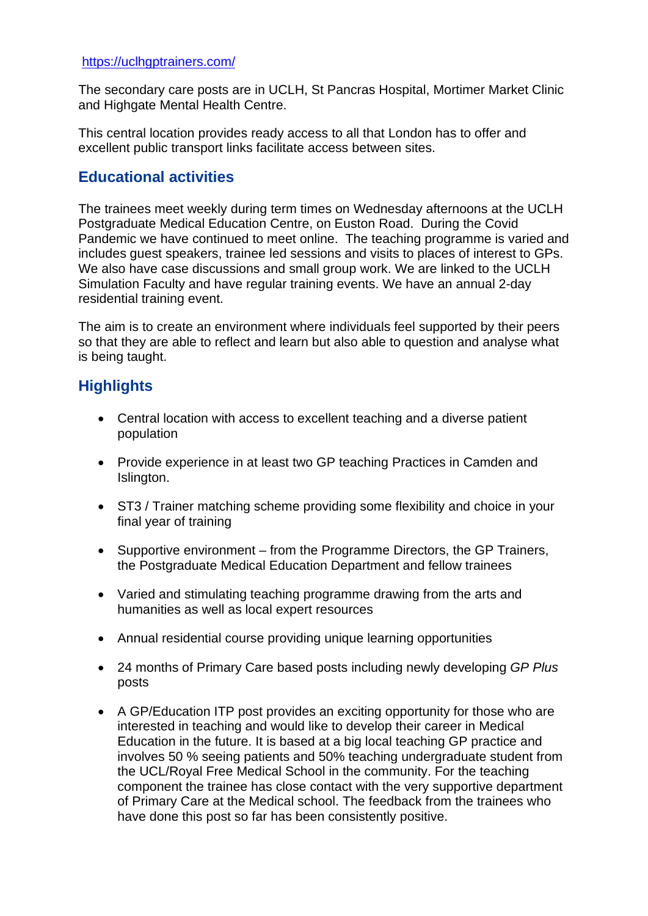https://uclhgptrainers.com/

The secondary care posts are in UCLH, St Pancras Hospital, Mortimer Market Clinic and Highgate Mental Health Centre.

This central location provides ready access to all that London has to offer and excellent public transport links facilitate access between sites.

## Educational activities

The trainees meet weekly during term times on Wednesday afternoons at the UCLH Postgraduate Medical Education Centre, on Euston Road. During the Covid Pandemic we have continued to meet online. The teaching programme is varied and includes guest speakers, trainee led sessions and visits to places of interest to GPs. We also have case discussions and small group work. We are linked to the UCLH Simulation Faculty and have regular training events. We have an annual 2-day residential training event.

The aim is to create an environment where individuals feel supported by their peers so that they are able to reflect and learn but also able to question and analyse what is being taught.

## Highlights

- Central location with access to excellent teaching and a diverse patient population
- Provide experience in at least two GP teaching Practices in Camden and Islington.
- ST3 / Trainer matching scheme providing some flexibility and choice in your final year of training
- Supportive environment – from the Programme Directors, the GP Trainers, the Postgraduate Medical Education Department and fellow trainees
- Varied and stimulating teaching programme drawing from the arts and humanities as well as local expert resources
- Annual residential course providing unique learning opportunities
- 24 months of Primary Care based posts including newly developing *GP Plus* posts
- A GP/Education ITP post provides an exciting opportunity for those who are interested in teaching and would like to develop their career in Medical Education in the future. It is based at a big local teaching GP practice and involves 50 % seeing patients and 50% teaching undergraduate student from the UCL/Royal Free Medical School in the community. For the teaching component the trainee has close contact with the very supportive department of Primary Care at the Medical school. The feedback from the trainees who have done this post so far has been consistently positive.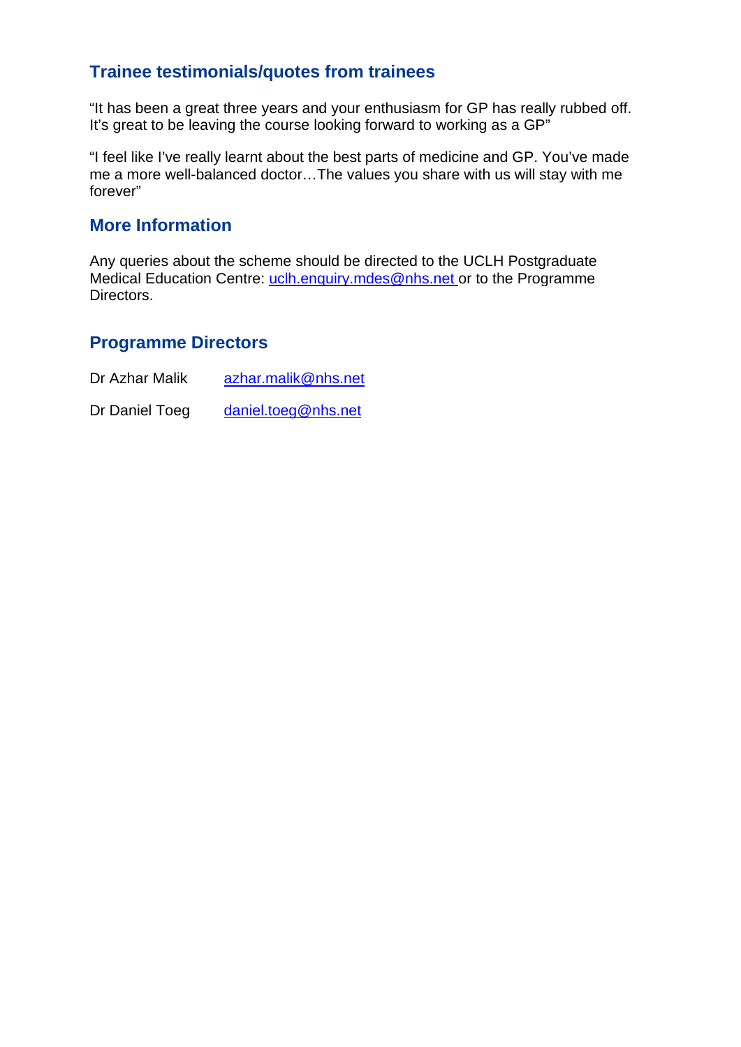## Trainee testimonials/quotes from trainees

"It has been a great three years and your enthusiasm for GP has really rubbed off. It's great to be leaving the course looking forward to working as a GP"

"I feel like I've really learnt about the best parts of medicine and GP. You've made me a more well-balanced doctor…The values you share with us will stay with me forever"

## More Information

Any queries about the scheme should be directed to the UCLH Postgraduate Medical Education Centre: uclh.enquiry.mdes@nhs.net or to the Programme Directors.

## Programme Directors

| | |
|---|---|
| Dr Azhar Malik | azhar.malik@nhs.net |
| Dr Daniel Toeg | daniel.toeg@nhs.net |